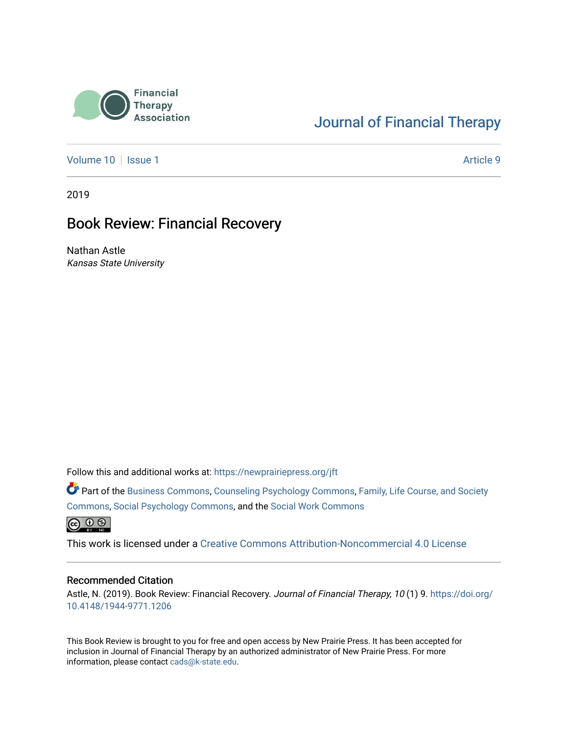Financial Therapy Association

Journal of Financial Therapy

Volume 10 | Issue 1 — Article 9

2019

# Book Review: Financial Recovery

Nathan Astle
*Kansas State University*

Follow this and additional works at: https://newprairiepress.org/jft

Part of the Business Commons, Counseling Psychology Commons, Family, Life Course, and Society Commons, Social Psychology Commons, and the Social Work Commons

This work is licensed under a Creative Commons Attribution-Noncommercial 4.0 License

## Recommended Citation

Astle, N. (2019). Book Review: Financial Recovery. *Journal of Financial Therapy, 10* (1) 9. https://doi.org/10.4148/1944-9771.1206

This Book Review is brought to you for free and open access by New Prairie Press. It has been accepted for inclusion in Journal of Financial Therapy by an authorized administrator of New Prairie Press. For more information, please contact cads@k-state.edu.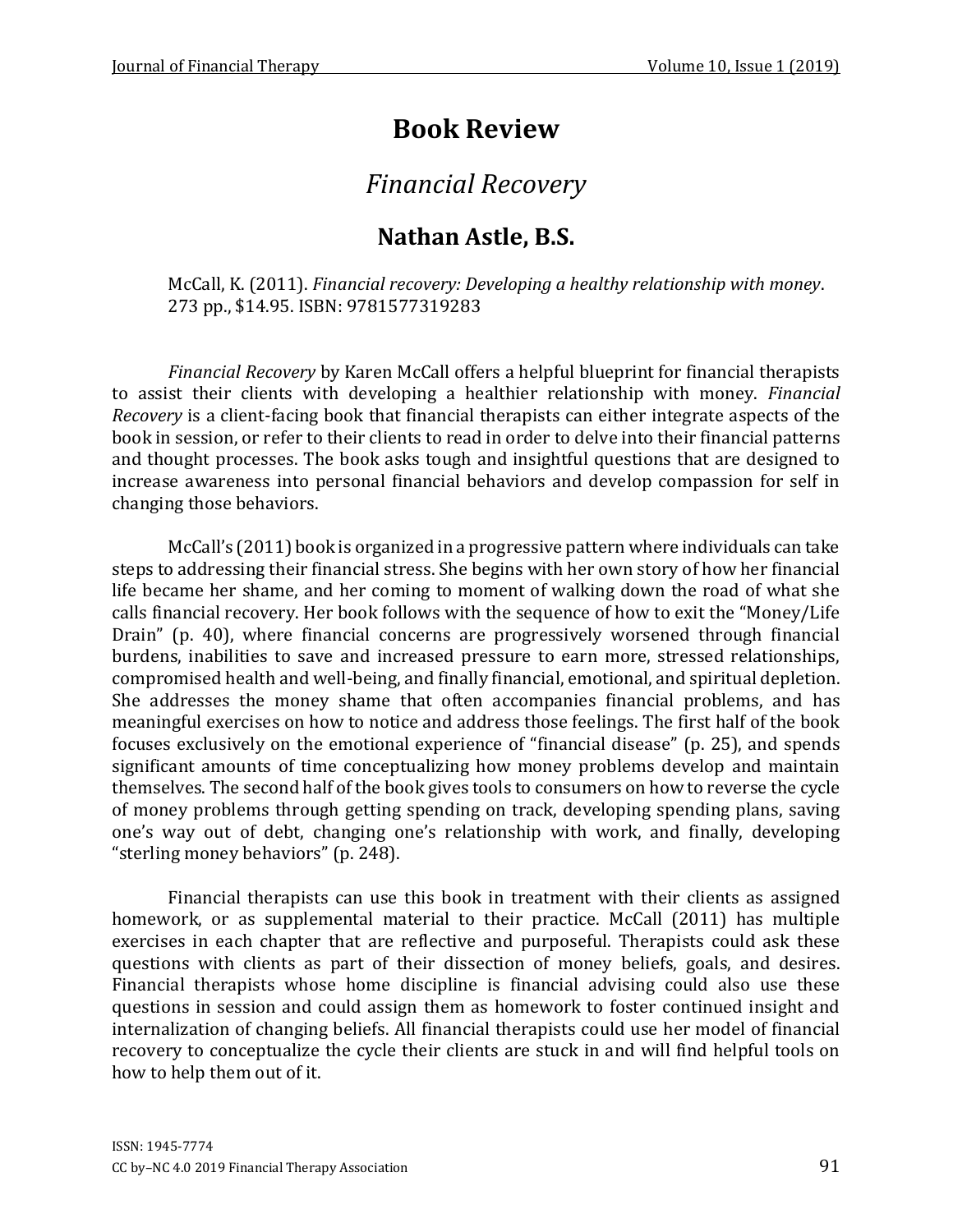# Book Review

## *Financial Recovery*

### Nathan Astle, B.S.

McCall, K. (2011). *Financial recovery: Developing a healthy relationship with money*. 273 pp., $14.95. ISBN: 9781577319283

*Financial Recovery* by Karen McCall offers a helpful blueprint for financial therapists to assist their clients with developing a healthier relationship with money. *Financial Recovery* is a client-facing book that financial therapists can either integrate aspects of the book in session, or refer to their clients to read in order to delve into their financial patterns and thought processes. The book asks tough and insightful questions that are designed to increase awareness into personal financial behaviors and develop compassion for self in changing those behaviors.

McCall's (2011) book is organized in a progressive pattern where individuals can take steps to addressing their financial stress. She begins with her own story of how her financial life became her shame, and her coming to moment of walking down the road of what she calls financial recovery. Her book follows with the sequence of how to exit the "Money/Life Drain" (p. 40), where financial concerns are progressively worsened through financial burdens, inabilities to save and increased pressure to earn more, stressed relationships, compromised health and well-being, and finally financial, emotional, and spiritual depletion. She addresses the money shame that often accompanies financial problems, and has meaningful exercises on how to notice and address those feelings. The first half of the book focuses exclusively on the emotional experience of "financial disease" (p. 25), and spends significant amounts of time conceptualizing how money problems develop and maintain themselves. The second half of the book gives tools to consumers on how to reverse the cycle of money problems through getting spending on track, developing spending plans, saving one's way out of debt, changing one's relationship with work, and finally, developing "sterling money behaviors" (p. 248).

Financial therapists can use this book in treatment with their clients as assigned homework, or as supplemental material to their practice. McCall (2011) has multiple exercises in each chapter that are reflective and purposeful. Therapists could ask these questions with clients as part of their dissection of money beliefs, goals, and desires. Financial therapists whose home discipline is financial advising could also use these questions in session and could assign them as homework to foster continued insight and internalization of changing beliefs. All financial therapists could use her model of financial recovery to conceptualize the cycle their clients are stuck in and will find helpful tools on how to help them out of it.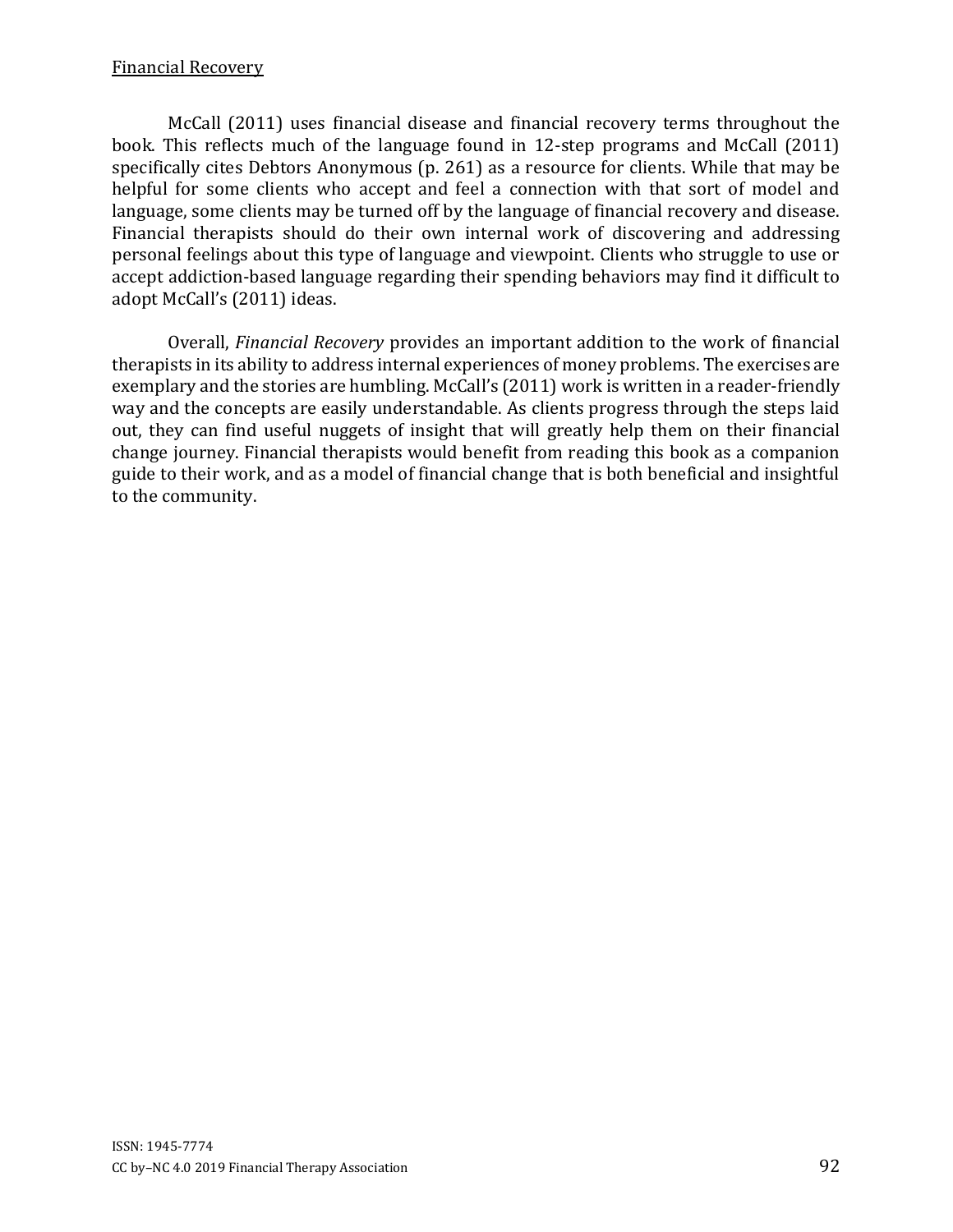Financial Recovery

McCall (2011) uses financial disease and financial recovery terms throughout the book. This reflects much of the language found in 12-step programs and McCall (2011) specifically cites Debtors Anonymous (p. 261) as a resource for clients. While that may be helpful for some clients who accept and feel a connection with that sort of model and language, some clients may be turned off by the language of financial recovery and disease. Financial therapists should do their own internal work of discovering and addressing personal feelings about this type of language and viewpoint. Clients who struggle to use or accept addiction-based language regarding their spending behaviors may find it difficult to adopt McCall's (2011) ideas.

Overall, *Financial Recovery* provides an important addition to the work of financial therapists in its ability to address internal experiences of money problems. The exercises are exemplary and the stories are humbling. McCall's (2011) work is written in a reader-friendly way and the concepts are easily understandable. As clients progress through the steps laid out, they can find useful nuggets of insight that will greatly help them on their financial change journey. Financial therapists would benefit from reading this book as a companion guide to their work, and as a model of financial change that is both beneficial and insightful to the community.